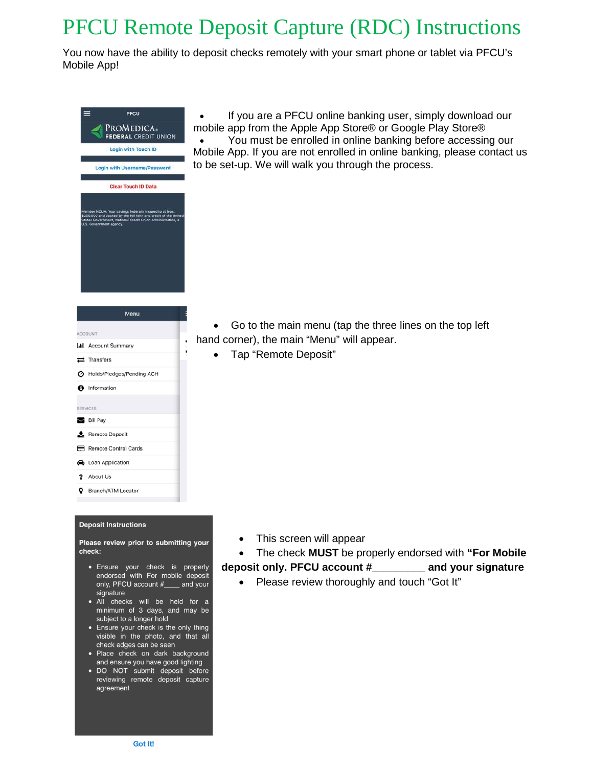# PFCU Remote Deposit Capture (RDC) Instructions

You now have the ability to deposit checks remotely with your smart phone or tablet via PFCU's Mobile App!

PFCU

PROMEDICA FEDERAL CREDIT UNION

Login with Touch ID

Login with Username/Password

Clear Touch ID Data

Member NCUA: Your savings federally insured to at least $250,000 and backed by the full faith and credit of the United States Government, National Credit Union Administration, a U.S. Government agency.

- If you are a PFCU online banking user, simply download our mobile app from the Apple App Store® or Google Play Store®
- You must be enrolled in online banking before accessing our Mobile App. If you are not enrolled in online banking, please contact us to be set-up. We will walk you through the process.

Menu

ACCOUNT
- Account Summary
- Transfers
- Holds/Pledges/Pending ACH
- Information

SERVICES
- Bill Pay
- Remote Deposit
- Remote Control Cards
- Loan Application
- About Us
- Branch/ATM Locator

- Go to the main menu (tap the three lines on the top left hand corner), the main "Menu" will appear.
- Tap "Remote Deposit"

**Deposit Instructions**

**Please review prior to submitting your check:**

- Ensure your check is properly endorsed with For mobile deposit only, PFCU account #____ and your signature
- All checks will be held for a minimum of 3 days, and may be subject to a longer hold
- Ensure your check is the only thing visible in the photo, and that all check edges can be seen
- Place check on dark background and ensure you have good lighting
- DO NOT submit deposit before reviewing remote deposit capture agreement

Got It!

- This screen will appear
- The check **MUST** be properly endorsed with **"For Mobile deposit only. PFCU account #_________ and your signature**
- Please review thoroughly and touch "Got It"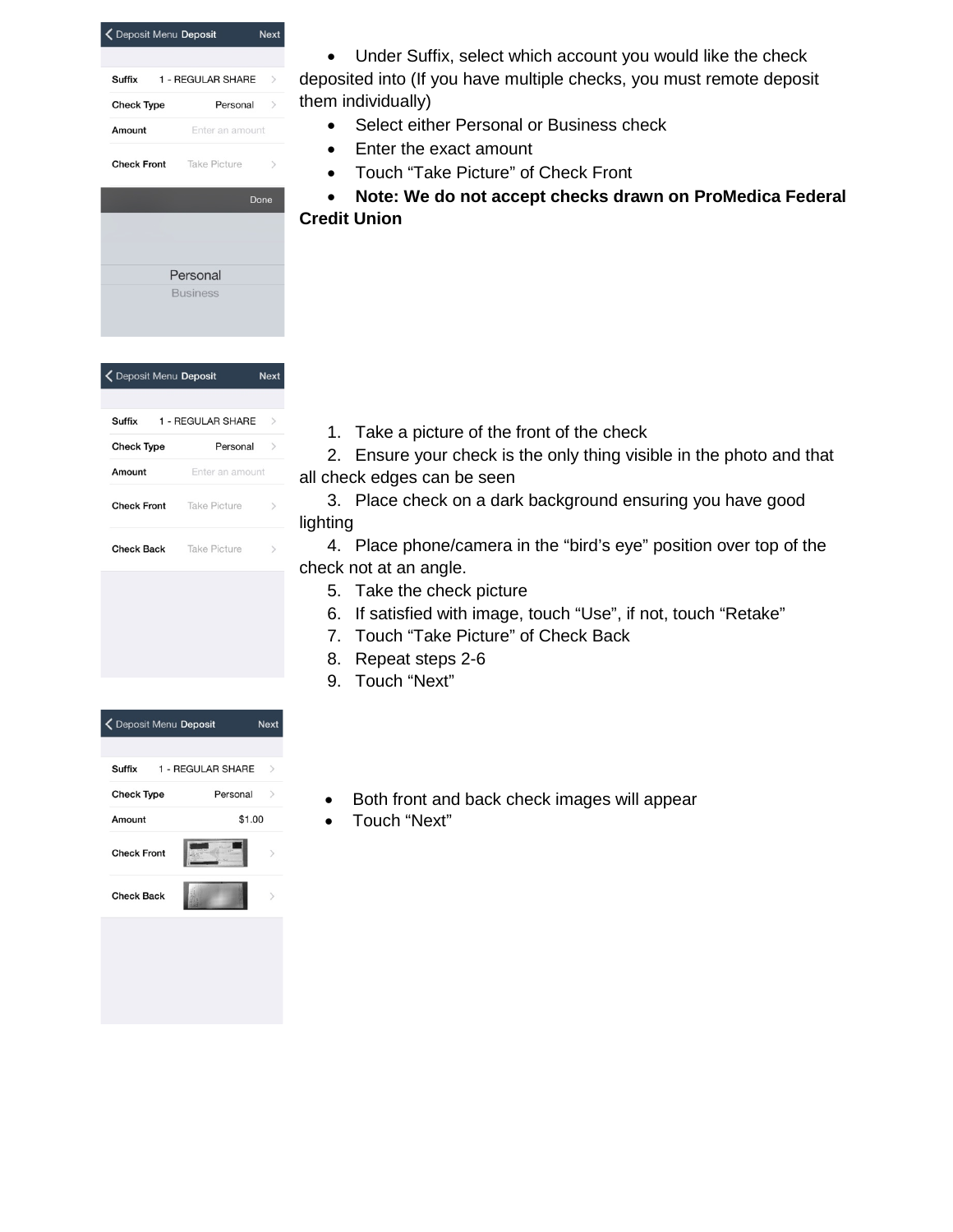- Under Suffix, select which account you would like the check deposited into (If you have multiple checks, you must remote deposit them individually)
- Select either Personal or Business check
- Enter the exact amount
- Touch "Take Picture" of Check Front
- **Note: We do not accept checks drawn on ProMedica Federal Credit Union**

1. Take a picture of the front of the check
2. Ensure your check is the only thing visible in the photo and that all check edges can be seen
3. Place check on a dark background ensuring you have good lighting
4. Place phone/camera in the "bird's eye" position over top of the check not at an angle.
5. Take the check picture
6. If satisfied with image, touch "Use", if not, touch "Retake"
7. Touch "Take Picture" of Check Back
8. Repeat steps 2-6
9. Touch "Next"

- Both front and back check images will appear
- Touch "Next"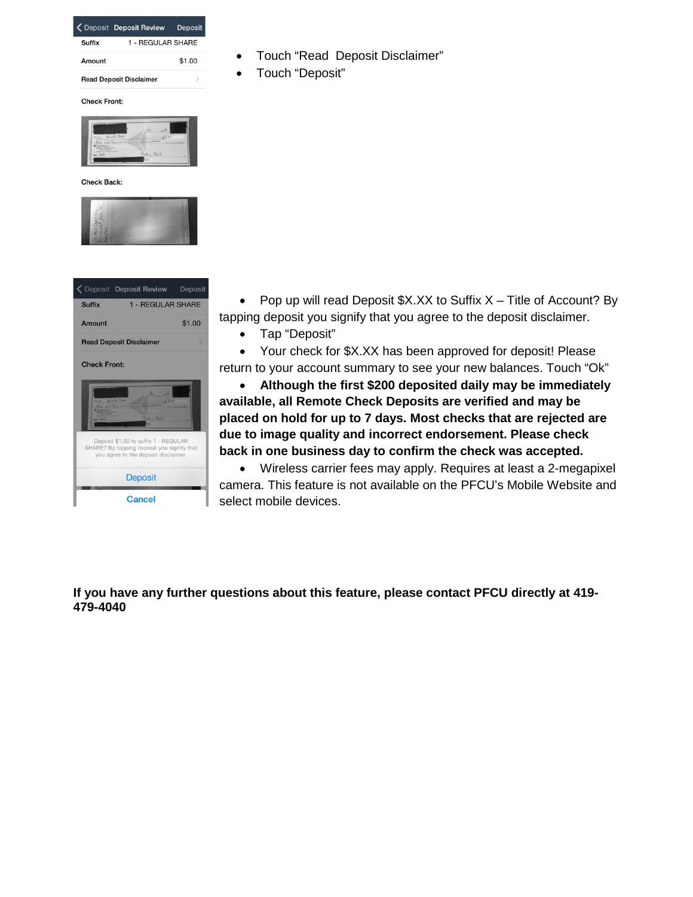- Touch "Read Deposit Disclaimer"
- Touch "Deposit"

- Pop up will read Deposit $X.XX to Suffix X – Title of Account? By tapping deposit you signify that you agree to the deposit disclaimer.
- Tap "Deposit"
- Your check for $X.XX has been approved for deposit! Please return to your account summary to see your new balances. Touch "Ok"
- **Although the first $200 deposited daily may be immediately available, all Remote Check Deposits are verified and may be placed on hold for up to 7 days. Most checks that are rejected are due to image quality and incorrect endorsement. Please check back in one business day to confirm the check was accepted.**
- Wireless carrier fees may apply. Requires at least a 2-megapixel camera. This feature is not available on the PFCU's Mobile Website and select mobile devices.

**If you have any further questions about this feature, please contact PFCU directly at 419-479-4040**